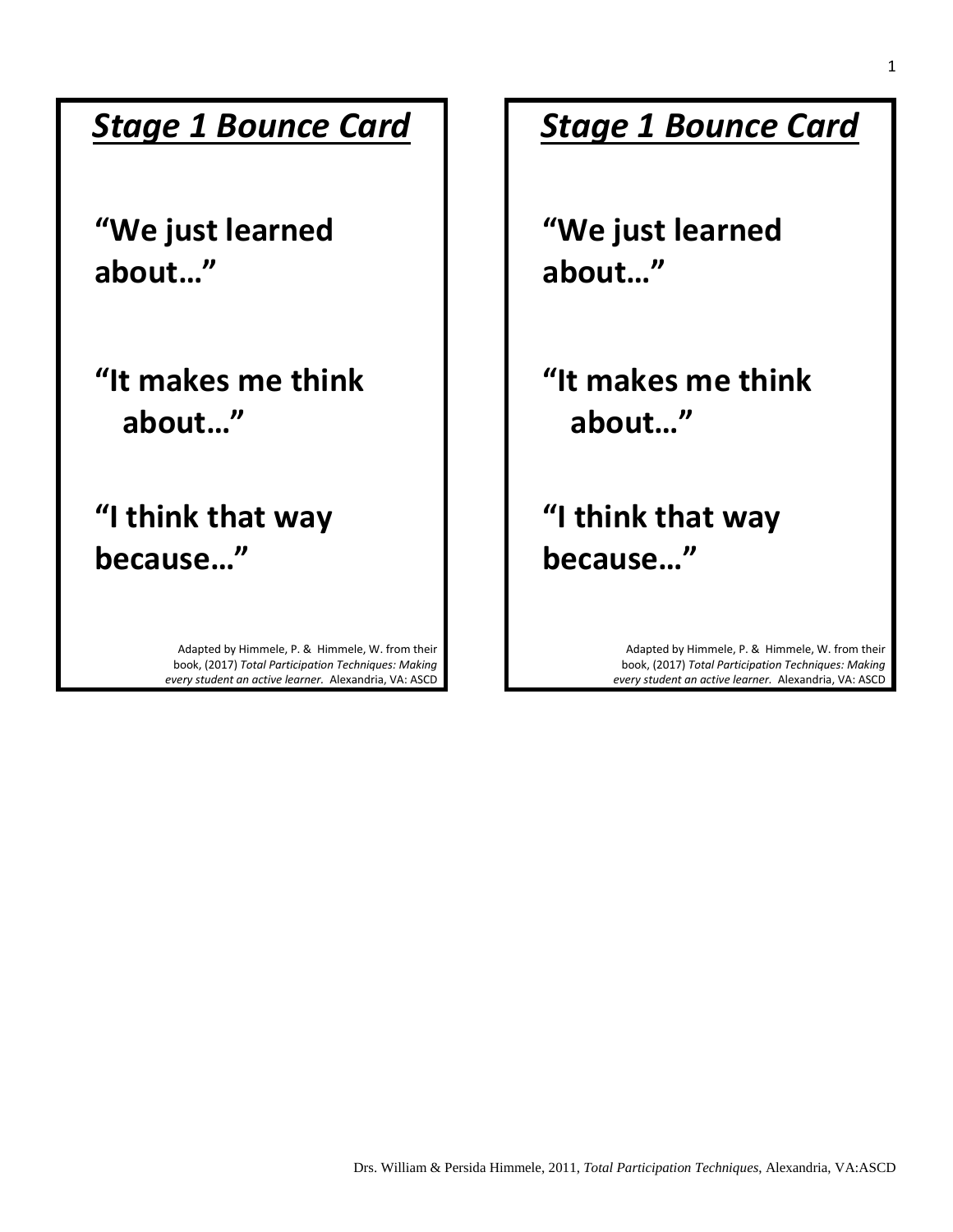## ***Stage 1 Bounce Card***

**"We just learned about…"**

**"It makes me think about…"**

**"I think that way because…"**

Adapted by Himmele, P. & Himmele, W. from their book, (2017) *Total Participation Techniques: Making every student an active learner.* Alexandria, VA: ASCD

## ***Stage 1 Bounce Card***

**"We just learned about…"**

**"It makes me think about…"**

**"I think that way because…"**

Adapted by Himmele, P. & Himmele, W. from their book, (2017) *Total Participation Techniques: Making every student an active learner.* Alexandria, VA: ASCD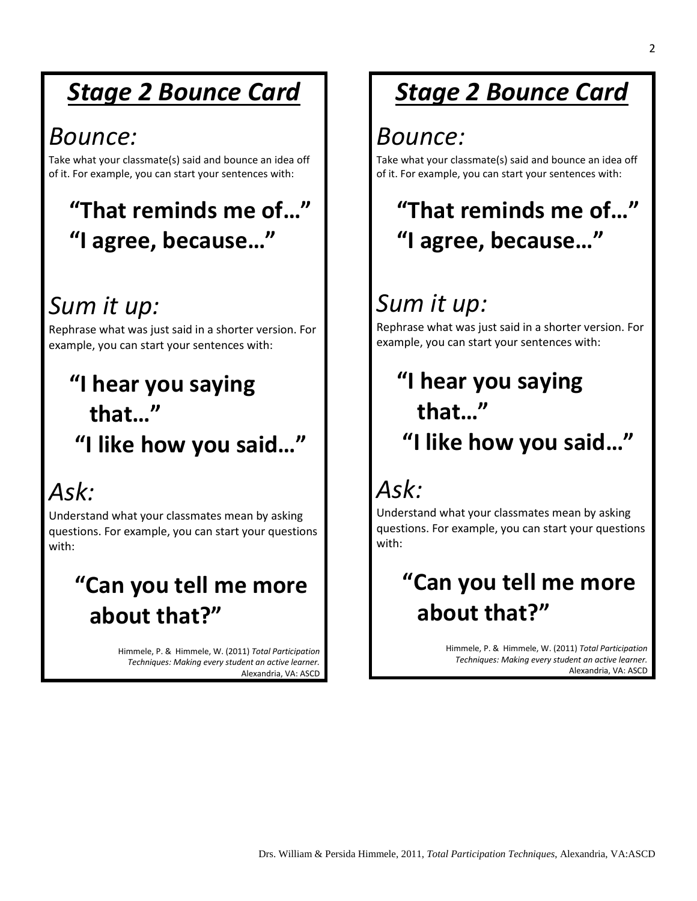## ***Stage 2 Bounce Card***

### *Bounce:*

Take what your classmate(s) said and bounce an idea off of it. For example, you can start your sentences with:

**"That reminds me of…"**
**"I agree, because…"**

### *Sum it up:*

Rephrase what was just said in a shorter version. For example, you can start your sentences with:

**"I hear you saying that…"**
**"I like how you said…"**

### *Ask:*

Understand what your classmates mean by asking questions. For example, you can start your questions with:

**"Can you tell me more about that?"**

Himmele, P. & Himmele, W. (2011) *Total Participation Techniques: Making every student an active learner.* Alexandria, VA: ASCD

## ***Stage 2 Bounce Card***

### *Bounce:*

Take what your classmate(s) said and bounce an idea off of it. For example, you can start your sentences with:

**"That reminds me of…"**
**"I agree, because…"**

### *Sum it up:*

Rephrase what was just said in a shorter version. For example, you can start your sentences with:

**"I hear you saying that…"**
**"I like how you said…"**

### *Ask:*

Understand what your classmates mean by asking questions. For example, you can start your questions with:

**"Can you tell me more about that?"**

Himmele, P. & Himmele, W. (2011) *Total Participation Techniques: Making every student an active learner.* Alexandria, VA: ASCD

Drs. William & Persida Himmele, 2011, *Total Participation Techniques*, Alexandria, VA:ASCD